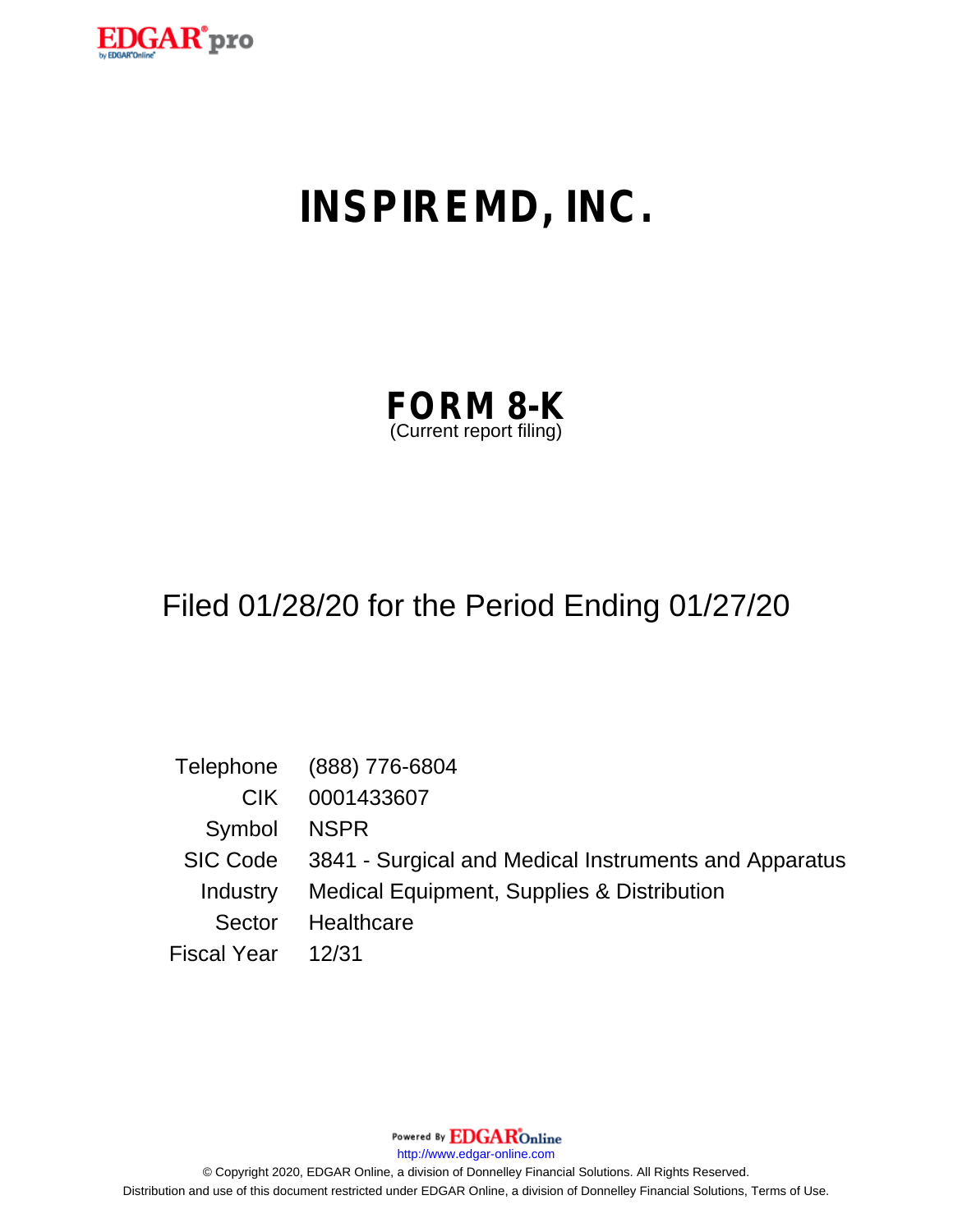# INSPIREMD, INC.

## FORM 8-K
(Current report filing)

Filed 01/28/20 for the Period Ending 01/27/20

| | |
|---|---|
| Telephone | (888) 776-6804 |
| CIK | 0001433607 |
| Symbol | NSPR |
| SIC Code | 3841 - Surgical and Medical Instruments and Apparatus |
| Industry | Medical Equipment, Supplies & Distribution |
| Sector | Healthcare |
| Fiscal Year | 12/31 |

Powered By EDGAR Online

http://www.edgar-online.com

© Copyright 2020, EDGAR Online, a division of Donnelley Financial Solutions. All Rights Reserved.
Distribution and use of this document restricted under EDGAR Online, a division of Donnelley Financial Solutions, Terms of Use.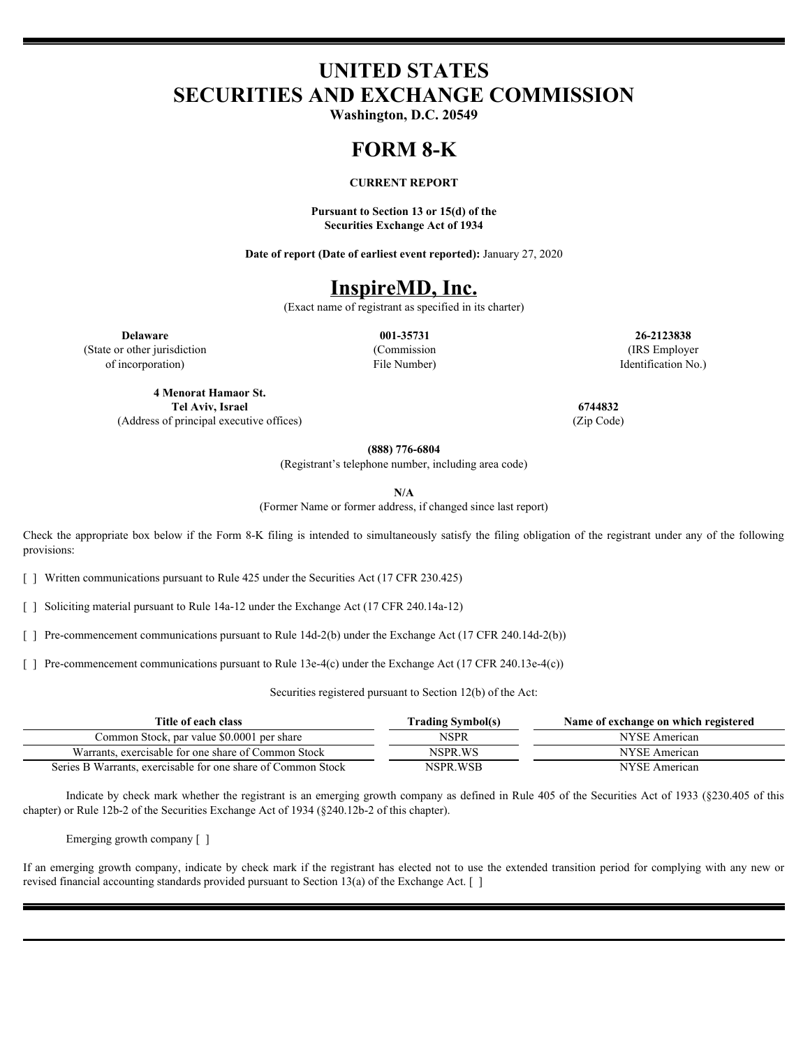# UNITED STATES
# SECURITIES AND EXCHANGE COMMISSION

**Washington, D.C. 20549**

# FORM 8-K

**CURRENT REPORT**

**Pursuant to Section 13 or 15(d) of the Securities Exchange Act of 1934**

**Date of report (Date of earliest event reported):** January 27, 2020

# InspireMD, Inc.

(Exact name of registrant as specified in its charter)

| **Delaware** | **001-35731** | **26-2123838** |
|---|---|---|
| (State or other jurisdiction of incorporation) | (Commission File Number) | (IRS Employer Identification No.) |

| **4 Menorat Hamaor St. Tel Aviv, Israel** | **6744832** |
|---|---|
| (Address of principal executive offices) | (Zip Code) |

**(888) 776-6804**
(Registrant's telephone number, including area code)

**N/A**
(Former Name or former address, if changed since last report)

Check the appropriate box below if the Form 8-K filing is intended to simultaneously satisfy the filing obligation of the registrant under any of the following provisions:

[ ] Written communications pursuant to Rule 425 under the Securities Act (17 CFR 230.425)

[ ] Soliciting material pursuant to Rule 14a-12 under the Exchange Act (17 CFR 240.14a-12)

[ ] Pre-commencement communications pursuant to Rule 14d-2(b) under the Exchange Act (17 CFR 240.14d-2(b))

[ ] Pre-commencement communications pursuant to Rule 13e-4(c) under the Exchange Act (17 CFR 240.13e-4(c))

Securities registered pursuant to Section 12(b) of the Act:

| Title of each class | Trading Symbol(s) | Name of exchange on which registered |
|---|---|---|
| Common Stock, par value $0.0001 per share | NSPR | NYSE American |
| Warrants, exercisable for one share of Common Stock | NSPR.WS | NYSE American |
| Series B Warrants, exercisable for one share of Common Stock | NSPR.WSB | NYSE American |

Indicate by check mark whether the registrant is an emerging growth company as defined in Rule 405 of the Securities Act of 1933 (§230.405 of this chapter) or Rule 12b-2 of the Securities Exchange Act of 1934 (§240.12b-2 of this chapter).

Emerging growth company [ ]

If an emerging growth company, indicate by check mark if the registrant has elected not to use the extended transition period for complying with any new or revised financial accounting standards provided pursuant to Section 13(a) of the Exchange Act. [ ]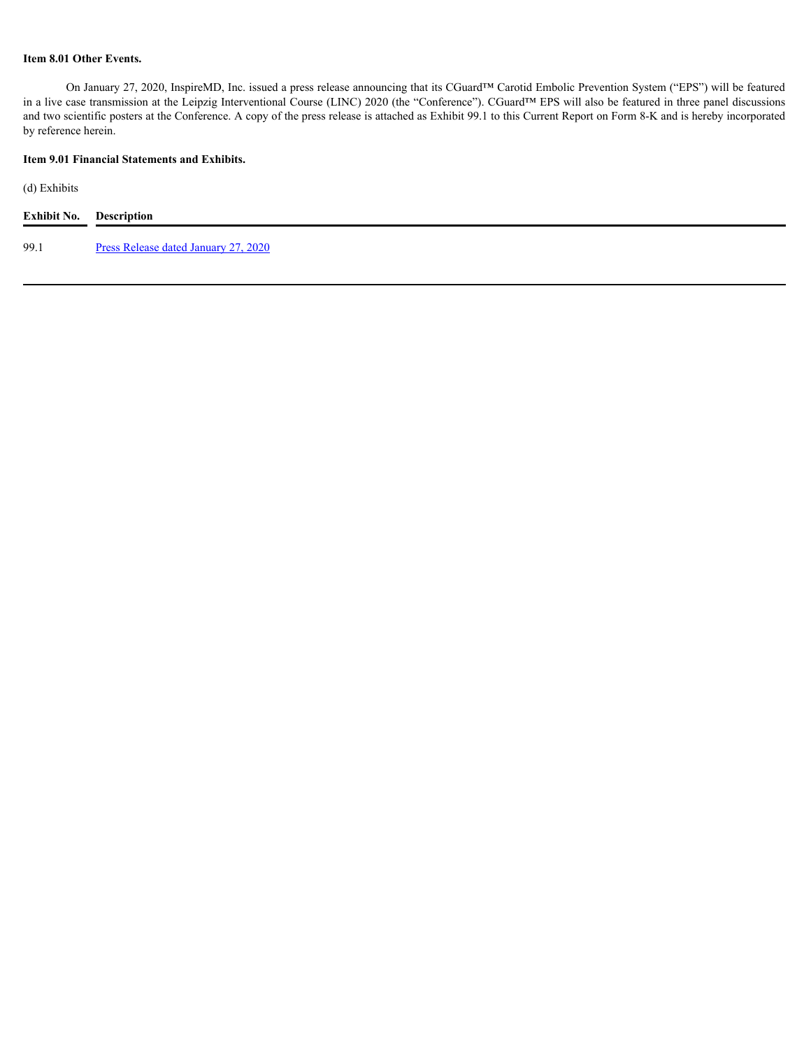**Item 8.01 Other Events.**

On January 27, 2020, InspireMD, Inc. issued a press release announcing that its CGuard™ Carotid Embolic Prevention System (“EPS”) will be featured in a live case transmission at the Leipzig Interventional Course (LINC) 2020 (the “Conference”). CGuard™ EPS will also be featured in three panel discussions and two scientific posters at the Conference. A copy of the press release is attached as Exhibit 99.1 to this Current Report on Form 8-K and is hereby incorporated by reference herein.

**Item 9.01 Financial Statements and Exhibits.**

(d) Exhibits

| Exhibit No. | Description |
| --- | --- |
| 99.1 | Press Release dated January 27, 2020 |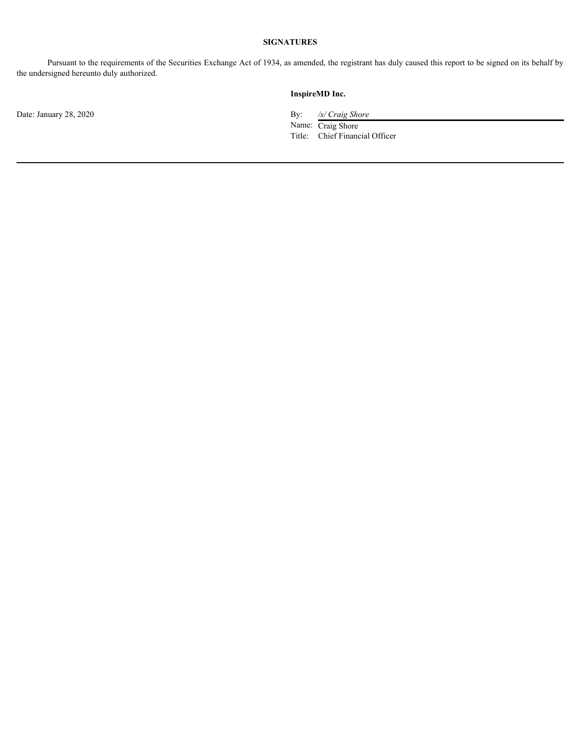**SIGNATURES**

Pursuant to the requirements of the Securities Exchange Act of 1934, as amended, the registrant has duly caused this report to be signed on its behalf by the undersigned hereunto duly authorized.

**InspireMD Inc.**

Date: January 28, 2020

By: */s/ Craig Shore*

Name: Craig Shore

Title: Chief Financial Officer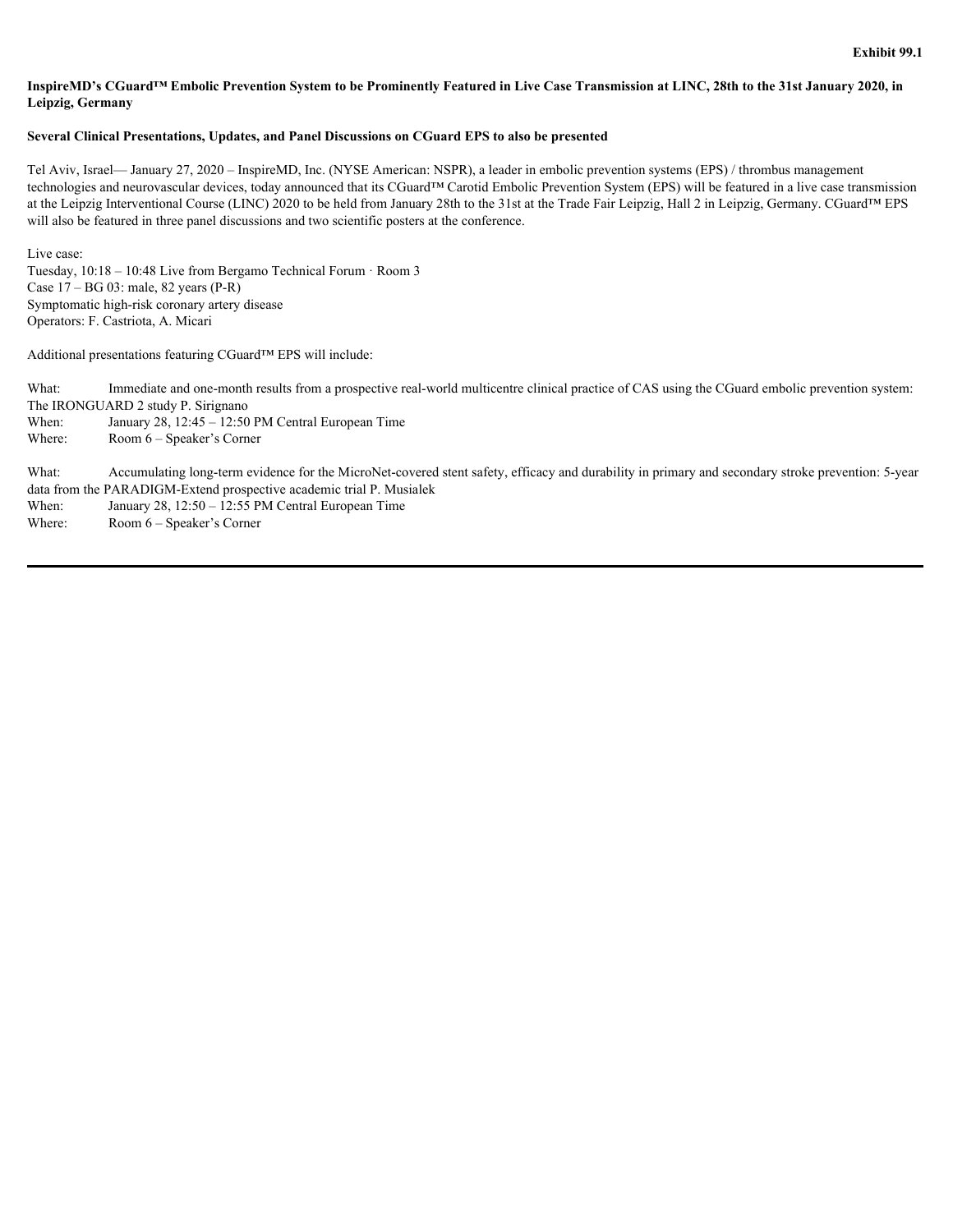**Exhibit 99.1**

**InspireMD's CGuard™ Embolic Prevention System to be Prominently Featured in Live Case Transmission at LINC, 28th to the 31st January 2020, in Leipzig, Germany**

**Several Clinical Presentations, Updates, and Panel Discussions on CGuard EPS to also be presented**

Tel Aviv, Israel— January 27, 2020 – InspireMD, Inc. (NYSE American: NSPR), a leader in embolic prevention systems (EPS) / thrombus management technologies and neurovascular devices, today announced that its CGuard™ Carotid Embolic Prevention System (EPS) will be featured in a live case transmission at the Leipzig Interventional Course (LINC) 2020 to be held from January 28th to the 31st at the Trade Fair Leipzig, Hall 2 in Leipzig, Germany. CGuard™ EPS will also be featured in three panel discussions and two scientific posters at the conference.

Live case:
Tuesday, 10:18 – 10:48 Live from Bergamo Technical Forum · Room 3
Case 17 – BG 03: male, 82 years (P-R)
Symptomatic high-risk coronary artery disease
Operators: F. Castriota, A. Micari

Additional presentations featuring CGuard™ EPS will include:

What: Immediate and one-month results from a prospective real-world multicentre clinical practice of CAS using the CGuard embolic prevention system: The IRONGUARD 2 study P. Sirignano
When: January 28, 12:45 – 12:50 PM Central European Time
Where: Room 6 – Speaker's Corner

What: Accumulating long-term evidence for the MicroNet-covered stent safety, efficacy and durability in primary and secondary stroke prevention: 5-year data from the PARADIGM-Extend prospective academic trial P. Musialek
When: January 28, 12:50 – 12:55 PM Central European Time
Where: Room 6 – Speaker's Corner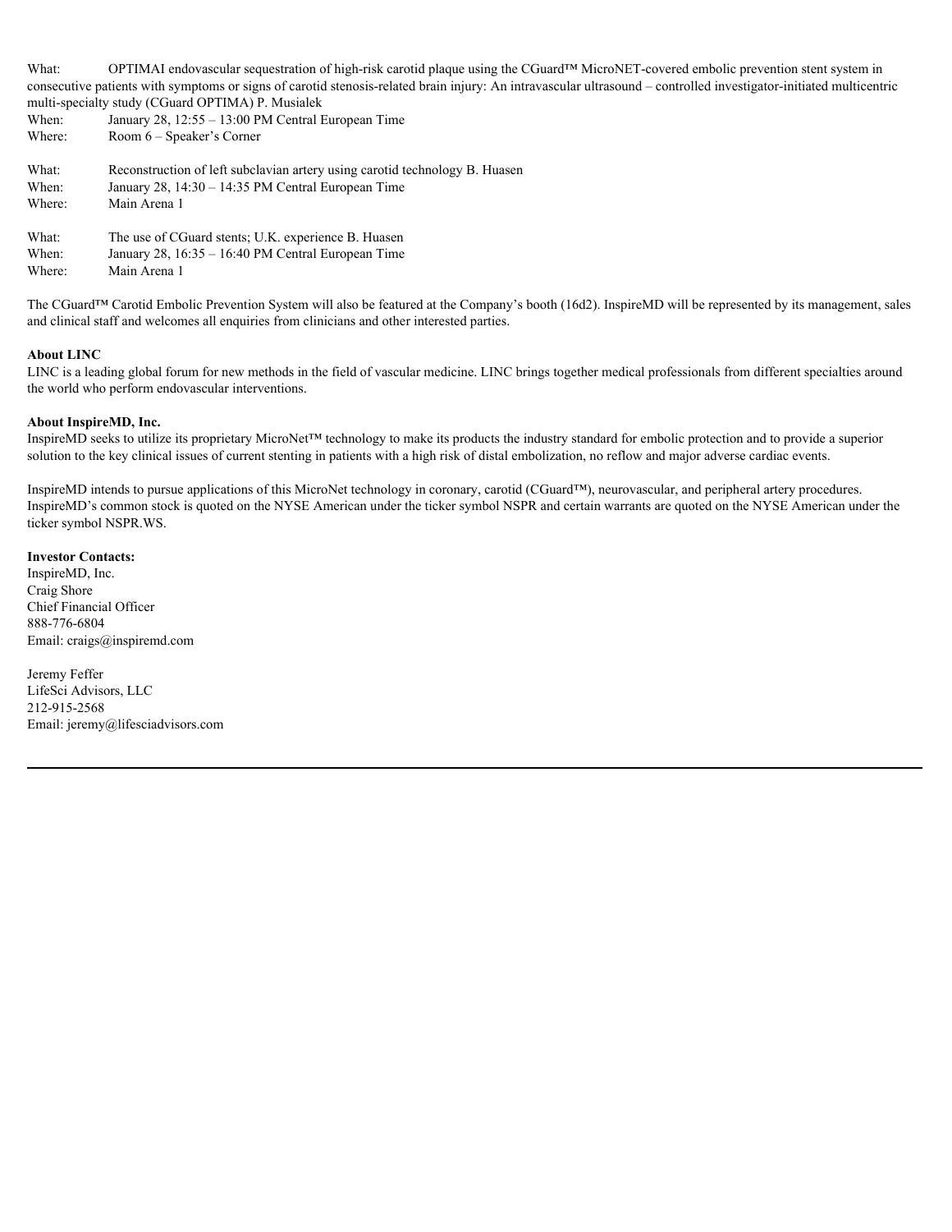What: OPTIMAI endovascular sequestration of high-risk carotid plaque using the CGuard™ MicroNET-covered embolic prevention stent system in consecutive patients with symptoms or signs of carotid stenosis-related brain injury: An intravascular ultrasound – controlled investigator-initiated multicentric multi-specialty study (CGuard OPTIMA) P. Musialek
When: January 28, 12:55 – 13:00 PM Central European Time
Where: Room 6 – Speaker's Corner

What: Reconstruction of left subclavian artery using carotid technology B. Huasen
When: January 28, 14:30 – 14:35 PM Central European Time
Where: Main Arena 1

What: The use of CGuard stents; U.K. experience B. Huasen
When: January 28, 16:35 – 16:40 PM Central European Time
Where: Main Arena 1

The CGuard™ Carotid Embolic Prevention System will also be featured at the Company's booth (16d2). InspireMD will be represented by its management, sales and clinical staff and welcomes all enquiries from clinicians and other interested parties.

**About LINC**

LINC is a leading global forum for new methods in the field of vascular medicine. LINC brings together medical professionals from different specialties around the world who perform endovascular interventions.

**About InspireMD, Inc.**

InspireMD seeks to utilize its proprietary MicroNet™ technology to make its products the industry standard for embolic protection and to provide a superior solution to the key clinical issues of current stenting in patients with a high risk of distal embolization, no reflow and major adverse cardiac events.

InspireMD intends to pursue applications of this MicroNet technology in coronary, carotid (CGuard™), neurovascular, and peripheral artery procedures. InspireMD's common stock is quoted on the NYSE American under the ticker symbol NSPR and certain warrants are quoted on the NYSE American under the ticker symbol NSPR.WS.

**Investor Contacts:**

InspireMD, Inc.
Craig Shore
Chief Financial Officer
888-776-6804
Email: craigs@inspiremd.com

Jeremy Feffer
LifeSci Advisors, LLC
212-915-2568
Email: jeremy@lifesciadvisors.com